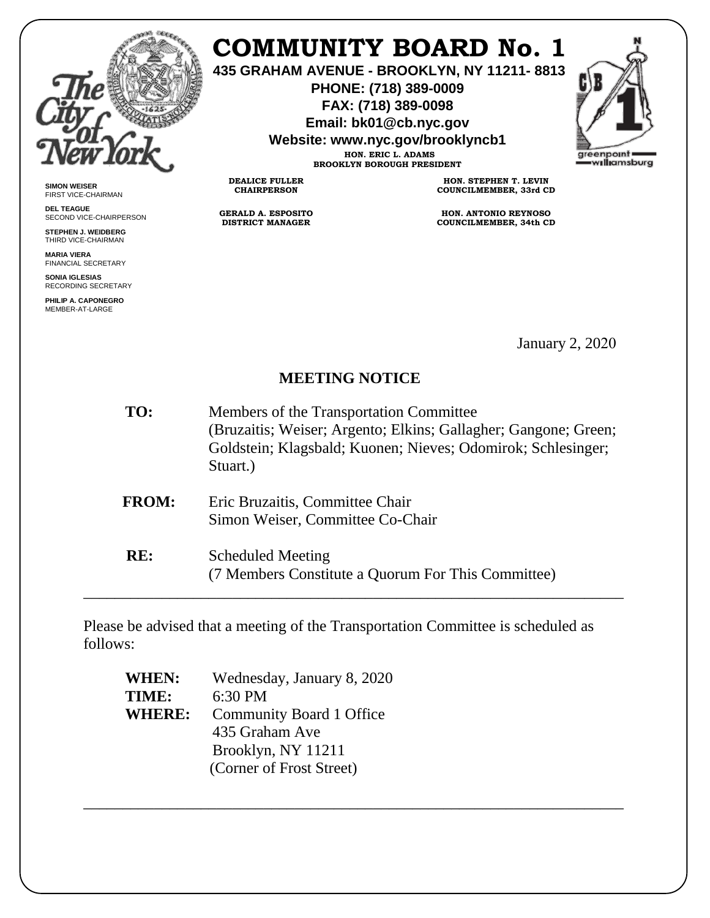# COMMUNITY BOARD No. 1

**435 GRAHAM AVENUE - BROOKLYN, NY 11211- 8813**
**PHONE: (718) 389-0009**
**FAX: (718) 389-0098**
**Email: bk01@cb.nyc.gov**
**Website: www.nyc.gov/brooklyncb1**

HON. ERIC L. ADAMS
BROOKLYN BOROUGH PRESIDENT

**DEALICE FULLER**
CHAIRPERSON

**GERALD A. ESPOSITO**
DISTRICT MANAGER

**HON. STEPHEN T. LEVIN**
COUNCILMEMBER, 33rd CD

**HON. ANTONIO REYNOSO**
COUNCILMEMBER, 34th CD

**SIMON WEISER**
FIRST VICE-CHAIRMAN

**DEL TEAGUE**
SECOND VICE-CHAIRPERSON

**STEPHEN J. WEIDBERG**
THIRD VICE-CHAIRMAN

**MARIA VIERA**
FINANCIAL SECRETARY

**SONIA IGLESIAS**
RECORDING SECRETARY

**PHILIP A. CAPONEGRO**
MEMBER-AT-LARGE

January 2, 2020

## MEETING NOTICE

**TO:** Members of the Transportation Committee (Bruzaitis; Weiser; Argento; Elkins; Gallagher; Gangone; Green; Goldstein; Klagsbald; Kuonen; Nieves; Odomirok; Schlesinger; Stuart.)

**FROM:** Eric Bruzaitis, Committee Chair
Simon Weiser, Committee Co-Chair

**RE:** Scheduled Meeting
(7 Members Constitute a Quorum For This Committee)

---

Please be advised that a meeting of the Transportation Committee is scheduled as follows:

**WHEN:** Wednesday, January 8, 2020
**TIME:** 6:30 PM
**WHERE:** Community Board 1 Office
435 Graham Ave
Brooklyn, NY 11211
(Corner of Frost Street)

---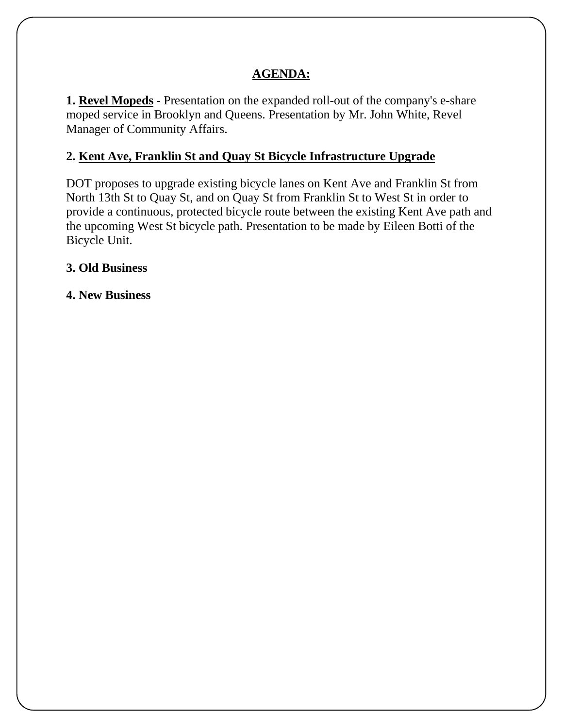## AGENDA:

**1. Revel Mopeds** - Presentation on the expanded roll-out of the company's e-share moped service in Brooklyn and Queens. Presentation by Mr. John White, Revel Manager of Community Affairs.

**2. Kent Ave, Franklin St and Quay St Bicycle Infrastructure Upgrade**

DOT proposes to upgrade existing bicycle lanes on Kent Ave and Franklin St from North 13th St to Quay St, and on Quay St from Franklin St to West St in order to provide a continuous, protected bicycle route between the existing Kent Ave path and the upcoming West St bicycle path. Presentation to be made by Eileen Botti of the Bicycle Unit.

**3. Old Business**

**4. New Business**